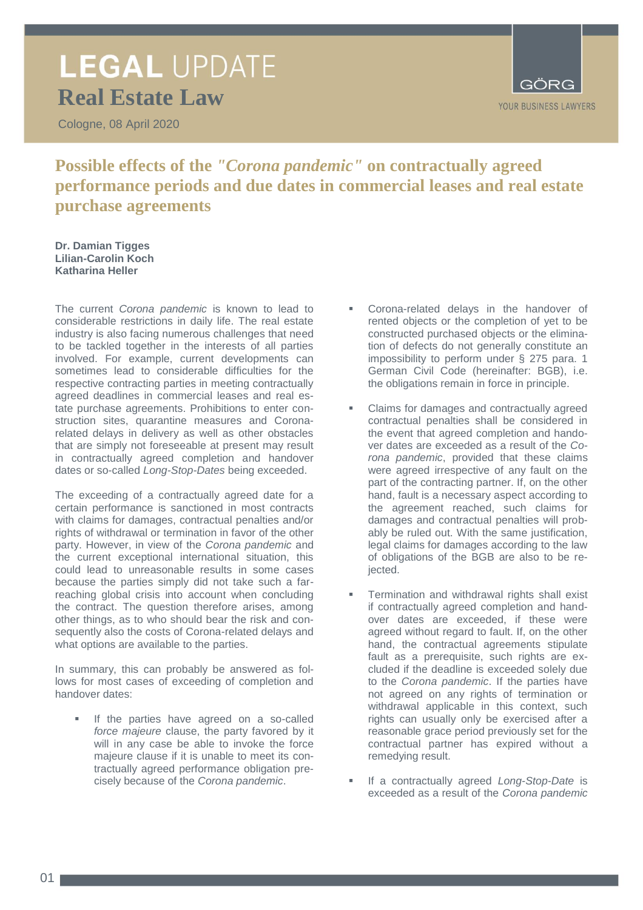# LEGAL UPDATE

## Real Estate Law

Cologne, 08 April 2020

GÖRG
YOUR BUSINESS LAWYERS

## Possible effects of the *"Corona pandemic"* on contractually agreed performance periods and due dates in commercial leases and real estate purchase agreements

**Dr. Damian Tigges**
**Lilian-Carolin Koch**
**Katharina Heller**

The current *Corona pandemic* is known to lead to considerable restrictions in daily life. The real estate industry is also facing numerous challenges that need to be tackled together in the interests of all parties involved. For example, current developments can sometimes lead to considerable difficulties for the respective contracting parties in meeting contractually agreed deadlines in commercial leases and real estate purchase agreements. Prohibitions to enter construction sites, quarantine measures and Corona-related delays in delivery as well as other obstacles that are simply not foreseeable at present may result in contractually agreed completion and handover dates or so-called *Long-Stop-Dates* being exceeded.

The exceeding of a contractually agreed date for a certain performance is sanctioned in most contracts with claims for damages, contractual penalties and/or rights of withdrawal or termination in favor of the other party. However, in view of the *Corona pandemic* and the current exceptional international situation, this could lead to unreasonable results in some cases because the parties simply did not take such a far-reaching global crisis into account when concluding the contract. The question therefore arises, among other things, as to who should bear the risk and consequently also the costs of Corona-related delays and what options are available to the parties.

In summary, this can probably be answered as follows for most cases of exceeding of completion and handover dates:

- If the parties have agreed on a so-called *force majeure* clause, the party favored by it will in any case be able to invoke the force majeure clause if it is unable to meet its contractually agreed performance obligation precisely because of the *Corona pandemic*.
- Corona-related delays in the handover of rented objects or the completion of yet to be constructed purchased objects or the elimination of defects do not generally constitute an impossibility to perform under § 275 para. 1 German Civil Code (hereinafter: BGB), i.e. the obligations remain in force in principle.
- Claims for damages and contractually agreed contractual penalties shall be considered in the event that agreed completion and handover dates are exceeded as a result of the *Corona pandemic*, provided that these claims were agreed irrespective of any fault on the part of the contracting partner. If, on the other hand, fault is a necessary aspect according to the agreement reached, such claims for damages and contractual penalties will probably be ruled out. With the same justification, legal claims for damages according to the law of obligations of the BGB are also to be rejected.
- Termination and withdrawal rights shall exist if contractually agreed completion and handover dates are exceeded, if these were agreed without regard to fault. If, on the other hand, the contractual agreements stipulate fault as a prerequisite, such rights are excluded if the deadline is exceeded solely due to the *Corona pandemic*. If the parties have not agreed on any rights of termination or withdrawal applicable in this context, such rights can usually only be exercised after a reasonable grace period previously set for the contractual partner has expired without a remedying result.
- If a contractually agreed *Long-Stop-Date* is exceeded as a result of the *Corona pandemic*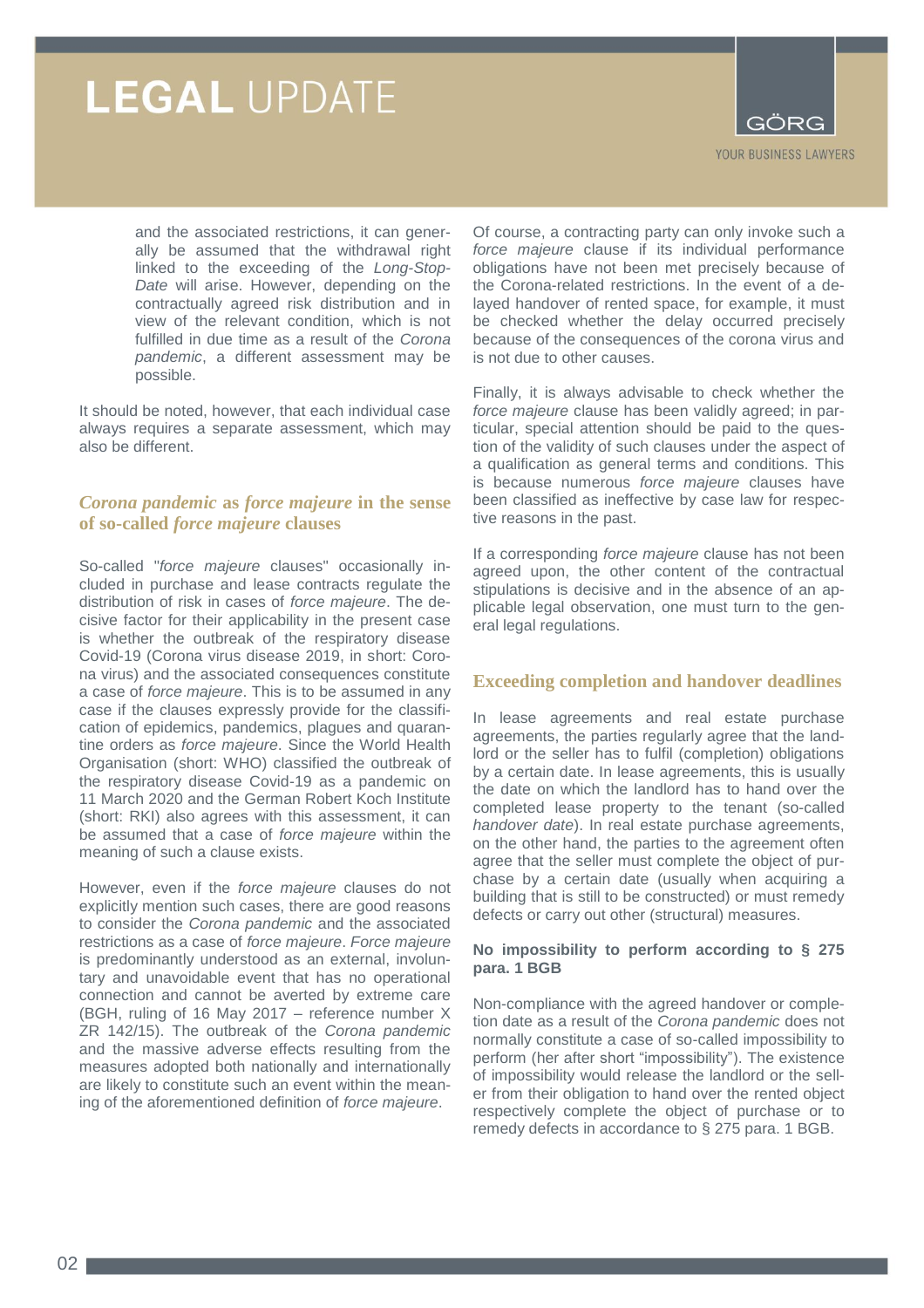and the associated restrictions, it can generally be assumed that the withdrawal right linked to the exceeding of the *Long-Stop-Date* will arise. However, depending on the contractually agreed risk distribution and in view of the relevant condition, which is not fulfilled in due time as a result of the *Corona pandemic*, a different assessment may be possible.

It should be noted, however, that each individual case always requires a separate assessment, which may also be different.

## *Corona pandemic* as *force majeure* in the sense of so-called *force majeure* clauses

So-called "*force majeure* clauses" occasionally included in purchase and lease contracts regulate the distribution of risk in cases of *force majeure*. The decisive factor for their applicability in the present case is whether the outbreak of the respiratory disease Covid-19 (Corona virus disease 2019, in short: Corona virus) and the associated consequences constitute a case of *force majeure*. This is to be assumed in any case if the clauses expressly provide for the classification of epidemics, pandemics, plagues and quarantine orders as *force majeure*. Since the World Health Organisation (short: WHO) classified the outbreak of the respiratory disease Covid-19 as a pandemic on 11 March 2020 and the German Robert Koch Institute (short: RKI) also agrees with this assessment, it can be assumed that a case of *force majeure* within the meaning of such a clause exists.

However, even if the *force majeure* clauses do not explicitly mention such cases, there are good reasons to consider the *Corona pandemic* and the associated restrictions as a case of *force majeure*. *Force majeure* is predominantly understood as an external, involuntary and unavoidable event that has no operational connection and cannot be averted by extreme care (BGH, ruling of 16 May 2017 – reference number X ZR 142/15). The outbreak of the *Corona pandemic* and the massive adverse effects resulting from the measures adopted both nationally and internationally are likely to constitute such an event within the meaning of the aforementioned definition of *force majeure*.

Of course, a contracting party can only invoke such a *force majeure* clause if its individual performance obligations have not been met precisely because of the Corona-related restrictions. In the event of a delayed handover of rented space, for example, it must be checked whether the delay occurred precisely because of the consequences of the corona virus and is not due to other causes.

Finally, it is always advisable to check whether the *force majeure* clause has been validly agreed; in particular, special attention should be paid to the question of the validity of such clauses under the aspect of a qualification as general terms and conditions. This is because numerous *force majeure* clauses have been classified as ineffective by case law for respective reasons in the past.

If a corresponding *force majeure* clause has not been agreed upon, the other content of the contractual stipulations is decisive and in the absence of an applicable legal observation, one must turn to the general legal regulations.

## Exceeding completion and handover deadlines

In lease agreements and real estate purchase agreements, the parties regularly agree that the landlord or the seller has to fulfil (completion) obligations by a certain date. In lease agreements, this is usually the date on which the landlord has to hand over the completed lease property to the tenant (so-called *handover date*). In real estate purchase agreements, on the other hand, the parties to the agreement often agree that the seller must complete the object of purchase by a certain date (usually when acquiring a building that is still to be constructed) or must remedy defects or carry out other (structural) measures.

### No impossibility to perform according to § 275 para. 1 BGB

Non-compliance with the agreed handover or completion date as a result of the *Corona pandemic* does not normally constitute a case of so-called impossibility to perform (her after short "impossibility"). The existence of impossibility would release the landlord or the seller from their obligation to hand over the rented object respectively complete the object of purchase or to remedy defects in accordance to § 275 para. 1 BGB.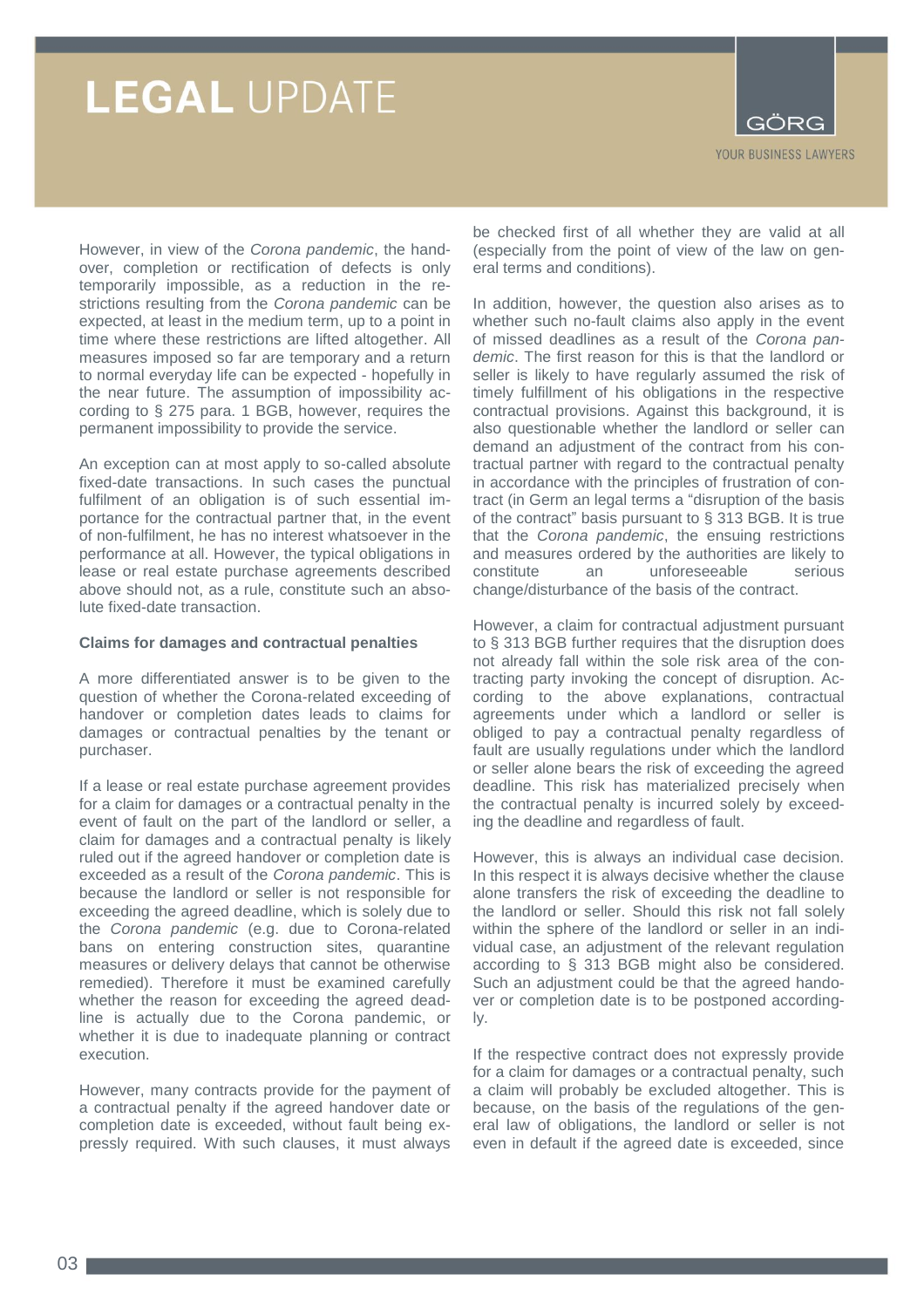However, in view of the *Corona pandemic*, the handover, completion or rectification of defects is only temporarily impossible, as a reduction in the restrictions resulting from the *Corona pandemic* can be expected, at least in the medium term, up to a point in time where these restrictions are lifted altogether. All measures imposed so far are temporary and a return to normal everyday life can be expected - hopefully in the near future. The assumption of impossibility according to § 275 para. 1 BGB, however, requires the permanent impossibility to provide the service.

An exception can at most apply to so-called absolute fixed-date transactions. In such cases the punctual fulfilment of an obligation is of such essential importance for the contractual partner that, in the event of non-fulfilment, he has no interest whatsoever in the performance at all. However, the typical obligations in lease or real estate purchase agreements described above should not, as a rule, constitute such an absolute fixed-date transaction.

**Claims for damages and contractual penalties**

A more differentiated answer is to be given to the question of whether the Corona-related exceeding of handover or completion dates leads to claims for damages or contractual penalties by the tenant or purchaser.

If a lease or real estate purchase agreement provides for a claim for damages or a contractual penalty in the event of fault on the part of the landlord or seller, a claim for damages and a contractual penalty is likely ruled out if the agreed handover or completion date is exceeded as a result of the *Corona pandemic*. This is because the landlord or seller is not responsible for exceeding the agreed deadline, which is solely due to the *Corona pandemic* (e.g. due to Corona-related bans on entering construction sites, quarantine measures or delivery delays that cannot be otherwise remedied). Therefore it must be examined carefully whether the reason for exceeding the agreed deadline is actually due to the Corona pandemic, or whether it is due to inadequate planning or contract execution.

However, many contracts provide for the payment of a contractual penalty if the agreed handover date or completion date is exceeded, without fault being expressly required. With such clauses, it must always be checked first of all whether they are valid at all (especially from the point of view of the law on general terms and conditions).

In addition, however, the question also arises as to whether such no-fault claims also apply in the event of missed deadlines as a result of the *Corona pandemic*. The first reason for this is that the landlord or seller is likely to have regularly assumed the risk of timely fulfillment of his obligations in the respective contractual provisions. Against this background, it is also questionable whether the landlord or seller can demand an adjustment of the contract from his contractual partner with regard to the contractual penalty in accordance with the principles of frustration of contract (in Germ an legal terms a "disruption of the basis of the contract" basis pursuant to § 313 BGB. It is true that the *Corona pandemic*, the ensuing restrictions and measures ordered by the authorities are likely to constitute an unforeseeable serious change/disturbance of the basis of the contract.

However, a claim for contractual adjustment pursuant to § 313 BGB further requires that the disruption does not already fall within the sole risk area of the contracting party invoking the concept of disruption. According to the above explanations, contractual agreements under which a landlord or seller is obliged to pay a contractual penalty regardless of fault are usually regulations under which the landlord or seller alone bears the risk of exceeding the agreed deadline. This risk has materialized precisely when the contractual penalty is incurred solely by exceeding the deadline and regardless of fault.

However, this is always an individual case decision. In this respect it is always decisive whether the clause alone transfers the risk of exceeding the deadline to the landlord or seller. Should this risk not fall solely within the sphere of the landlord or seller in an individual case, an adjustment of the relevant regulation according to § 313 BGB might also be considered. Such an adjustment could be that the agreed handover or completion date is to be postponed accordingly.

If the respective contract does not expressly provide for a claim for damages or a contractual penalty, such a claim will probably be excluded altogether. This is because, on the basis of the regulations of the general law of obligations, the landlord or seller is not even in default if the agreed date is exceeded, since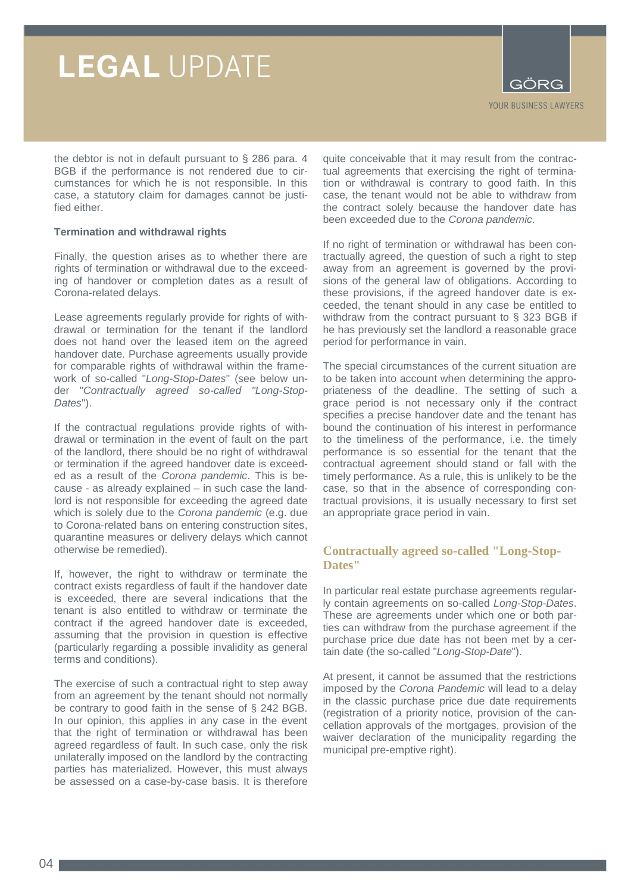the debtor is not in default pursuant to § 286 para. 4 BGB if the performance is not rendered due to circumstances for which he is not responsible. In this case, a statutory claim for damages cannot be justified either.

**Termination and withdrawal rights**

Finally, the question arises as to whether there are rights of termination or withdrawal due to the exceeding of handover or completion dates as a result of Corona-related delays.

Lease agreements regularly provide for rights of withdrawal or termination for the tenant if the landlord does not hand over the leased item on the agreed handover date. Purchase agreements usually provide for comparable rights of withdrawal within the framework of so-called "*Long-Stop-Dates*" (see below under "*Contractually agreed so-called "Long-Stop-Dates*").

If the contractual regulations provide rights of withdrawal or termination in the event of fault on the part of the landlord, there should be no right of withdrawal or termination if the agreed handover date is exceeded as a result of the *Corona pandemic*. This is because - as already explained – in such case the landlord is not responsible for exceeding the agreed date which is solely due to the *Corona pandemic* (e.g. due to Corona-related bans on entering construction sites, quarantine measures or delivery delays which cannot otherwise be remedied).

If, however, the right to withdraw or terminate the contract exists regardless of fault if the handover date is exceeded, there are several indications that the tenant is also entitled to withdraw or terminate the contract if the agreed handover date is exceeded, assuming that the provision in question is effective (particularly regarding a possible invalidity as general terms and conditions).

The exercise of such a contractual right to step away from an agreement by the tenant should not normally be contrary to good faith in the sense of § 242 BGB. In our opinion, this applies in any case in the event that the right of termination or withdrawal has been agreed regardless of fault. In such case, only the risk unilaterally imposed on the landlord by the contracting parties has materialized. However, this must always be assessed on a case-by-case basis. It is therefore quite conceivable that it may result from the contractual agreements that exercising the right of termination or withdrawal is contrary to good faith. In this case, the tenant would not be able to withdraw from the contract solely because the handover date has been exceeded due to the *Corona pandemic*.

If no right of termination or withdrawal has been contractually agreed, the question of such a right to step away from an agreement is governed by the provisions of the general law of obligations. According to these provisions, if the agreed handover date is exceeded, the tenant should in any case be entitled to withdraw from the contract pursuant to § 323 BGB if he has previously set the landlord a reasonable grace period for performance in vain.

The special circumstances of the current situation are to be taken into account when determining the appropriateness of the deadline. The setting of such a grace period is not necessary only if the contract specifies a precise handover date and the tenant has bound the continuation of his interest in performance to the timeliness of the performance, i.e. the timely performance is so essential for the tenant that the contractual agreement should stand or fall with the timely performance. As a rule, this is unlikely to be the case, so that in the absence of corresponding contractual provisions, it is usually necessary to first set an appropriate grace period in vain.

## Contractually agreed so-called "Long-Stop-Dates"

In particular real estate purchase agreements regularly contain agreements on so-called *Long-Stop-Dates*. These are agreements under which one or both parties can withdraw from the purchase agreement if the purchase price due date has not been met by a certain date (the so-called "*Long-Stop-Date*").

At present, it cannot be assumed that the restrictions imposed by the *Corona Pandemic* will lead to a delay in the classic purchase price due date requirements (registration of a priority notice, provision of the cancellation approvals of the mortgages, provision of the waiver declaration of the municipality regarding the municipal pre-emptive right).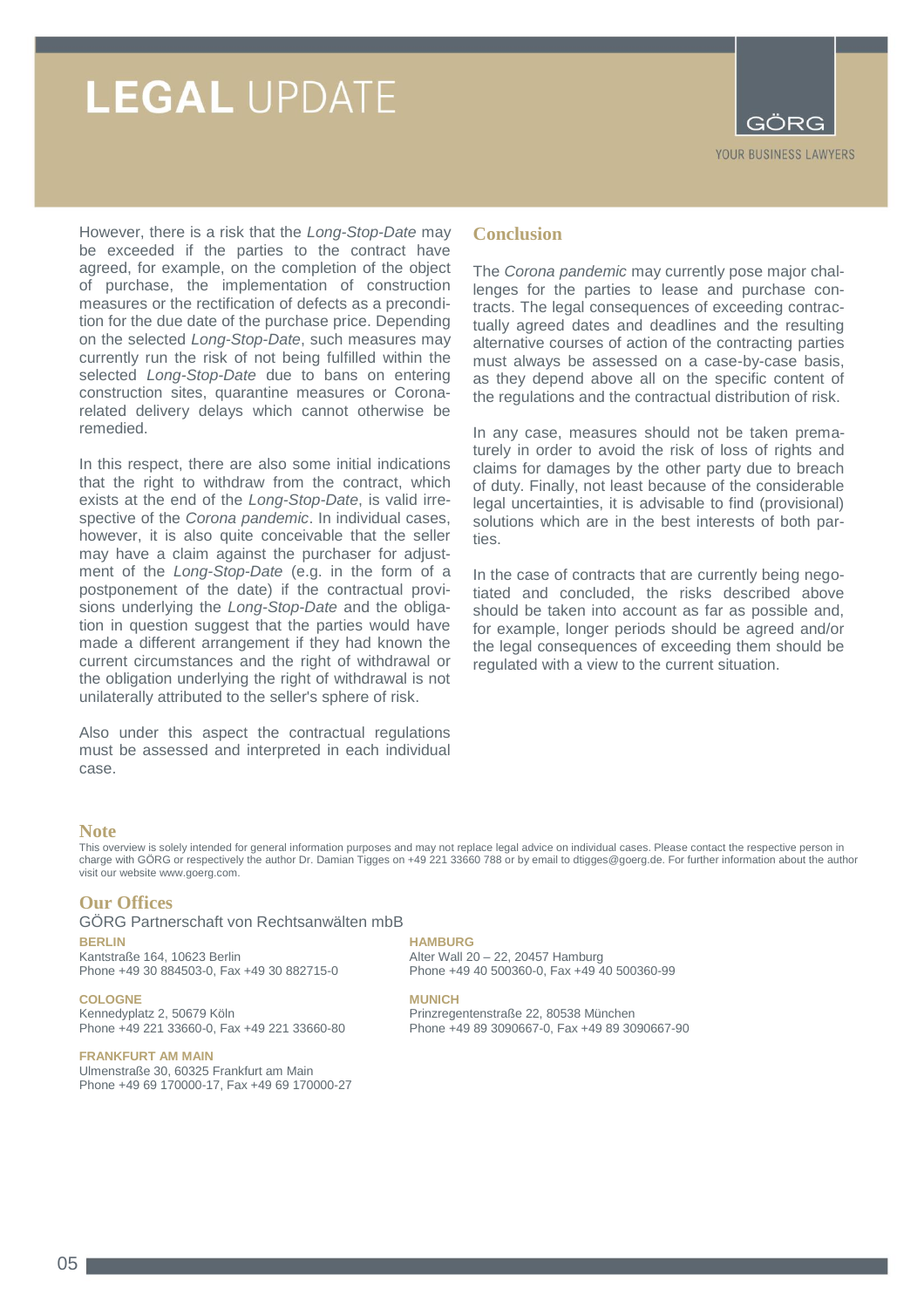However, there is a risk that the *Long-Stop-Date* may be exceeded if the parties to the contract have agreed, for example, on the completion of the object of purchase, the implementation of construction measures or the rectification of defects as a precondition for the due date of the purchase price. Depending on the selected *Long-Stop-Date*, such measures may currently run the risk of not being fulfilled within the selected *Long-Stop-Date* due to bans on entering construction sites, quarantine measures or Corona-related delivery delays which cannot otherwise be remedied.

In this respect, there are also some initial indications that the right to withdraw from the contract, which exists at the end of the *Long-Stop-Date*, is valid irrespective of the *Corona pandemic*. In individual cases, however, it is also quite conceivable that the seller may have a claim against the purchaser for adjustment of the *Long-Stop-Date* (e.g. in the form of a postponement of the date) if the contractual provisions underlying the *Long-Stop-Date* and the obligation in question suggest that the parties would have made a different arrangement if they had known the current circumstances and the right of withdrawal or the obligation underlying the right of withdrawal is not unilaterally attributed to the seller's sphere of risk.

Also under this aspect the contractual regulations must be assessed and interpreted in each individual case.

## Conclusion

The *Corona pandemic* may currently pose major challenges for the parties to lease and purchase contracts. The legal consequences of exceeding contractually agreed dates and deadlines and the resulting alternative courses of action of the contracting parties must always be assessed on a case-by-case basis, as they depend above all on the specific content of the regulations and the contractual distribution of risk.

In any case, measures should not be taken prematurely in order to avoid the risk of loss of rights and claims for damages by the other party due to breach of duty. Finally, not least because of the considerable legal uncertainties, it is advisable to find (provisional) solutions which are in the best interests of both parties.

In the case of contracts that are currently being negotiated and concluded, the risks described above should be taken into account as far as possible and, for example, longer periods should be agreed and/or the legal consequences of exceeding them should be regulated with a view to the current situation.

## Note

This overview is solely intended for general information purposes and may not replace legal advice on individual cases. Please contact the respective person in charge with GÖRG or respectively the author Dr. Damian Tigges on +49 221 33660 788 or by email to dtigges@goerg.de. For further information about the author visit our website www.goerg.com.

## Our Offices

GÖRG Partnerschaft von Rechtsanwälten mbB

**BERLIN**
Kantstraße 164, 10623 Berlin
Phone +49 30 884503-0, Fax +49 30 882715-0

**COLOGNE**
Kennedyplatz 2, 50679 Köln
Phone +49 221 33660-0, Fax +49 221 33660-80

**FRANKFURT AM MAIN**
Ulmenstraße 30, 60325 Frankfurt am Main
Phone +49 69 170000-17, Fax +49 69 170000-27

**HAMBURG**
Alter Wall 20 – 22, 20457 Hamburg
Phone +49 40 500360-0, Fax +49 40 500360-99

**MUNICH**
Prinzregentenstraße 22, 80538 München
Phone +49 89 3090667-0, Fax +49 89 3090667-90